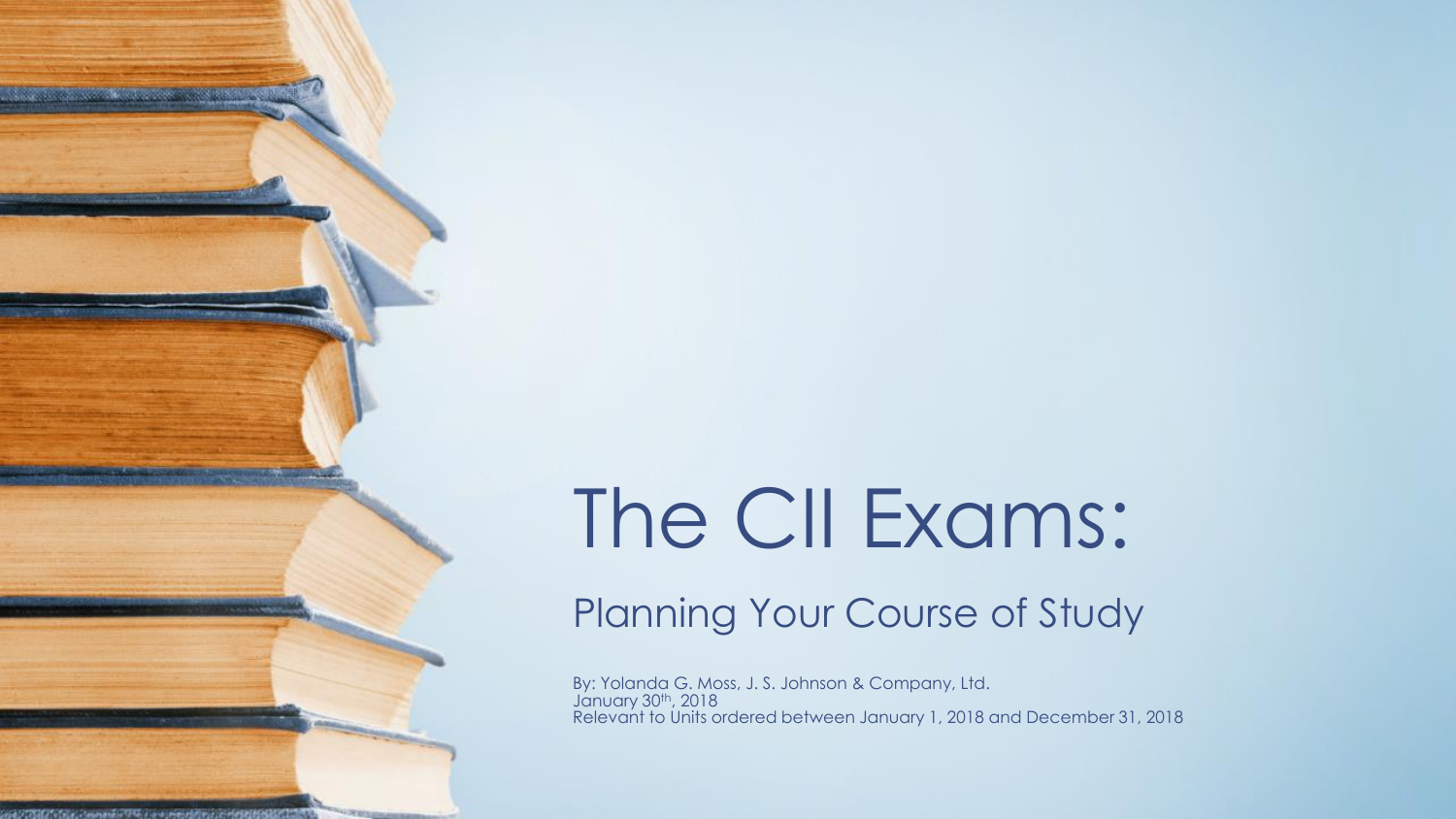# The CII Exams:

## Planning Your Course of Study

By: Yolanda G. Moss, J. S. Johnson & Company, Ltd.
January 30th, 2018
Relevant to Units ordered between January 1, 2018 and December 31, 2018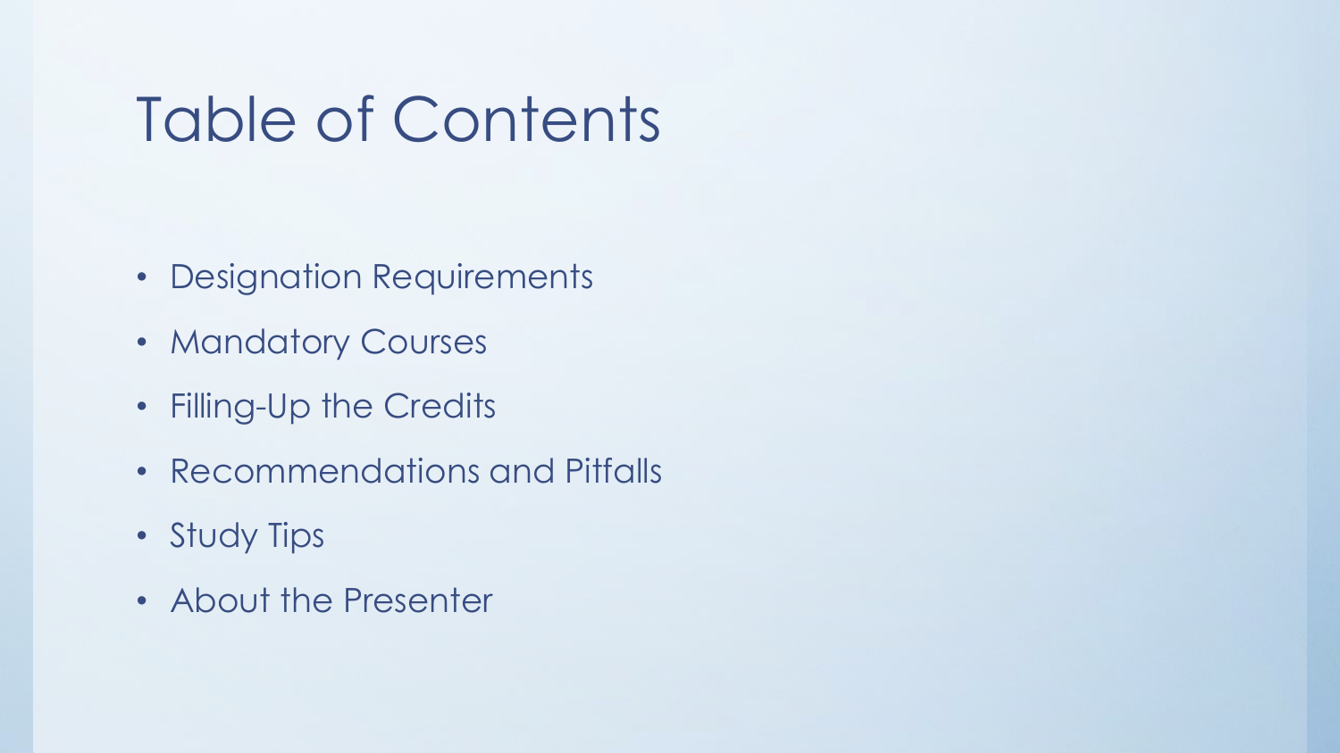# Table of Contents

- Designation Requirements
- Mandatory Courses
- Filling-Up the Credits
- Recommendations and Pitfalls
- Study Tips
- About the Presenter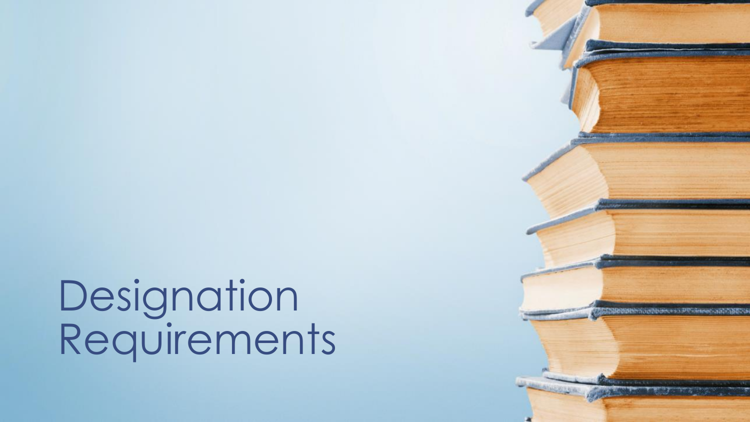# Designation Requirements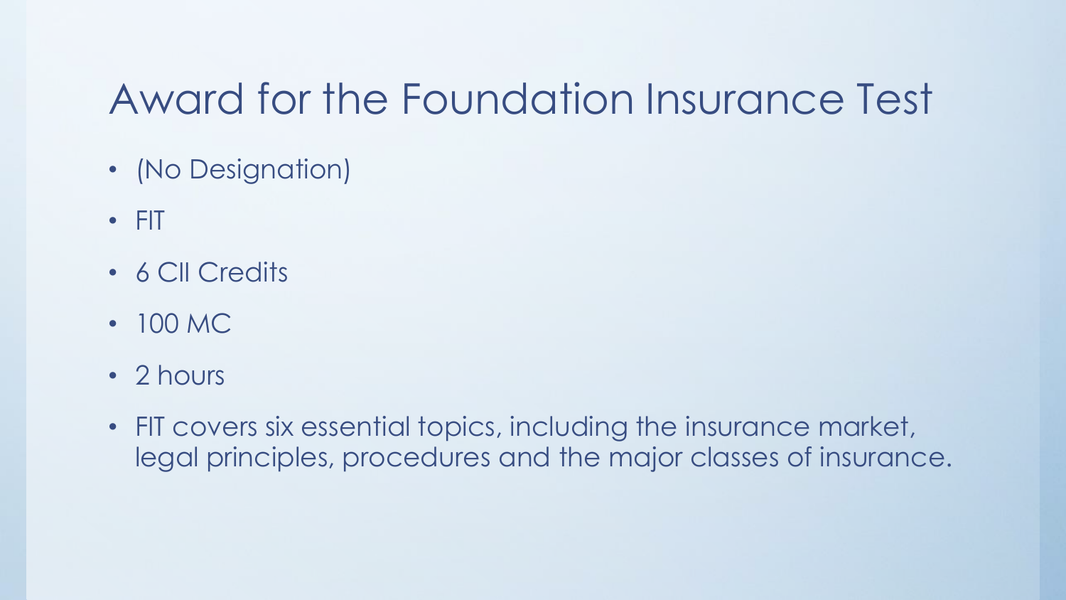# Award for the Foundation Insurance Test

- (No Designation)
- FIT
- 6 CII Credits
- 100 MC
- 2 hours
- FIT covers six essential topics, including the insurance market, legal principles, procedures and the major classes of insurance.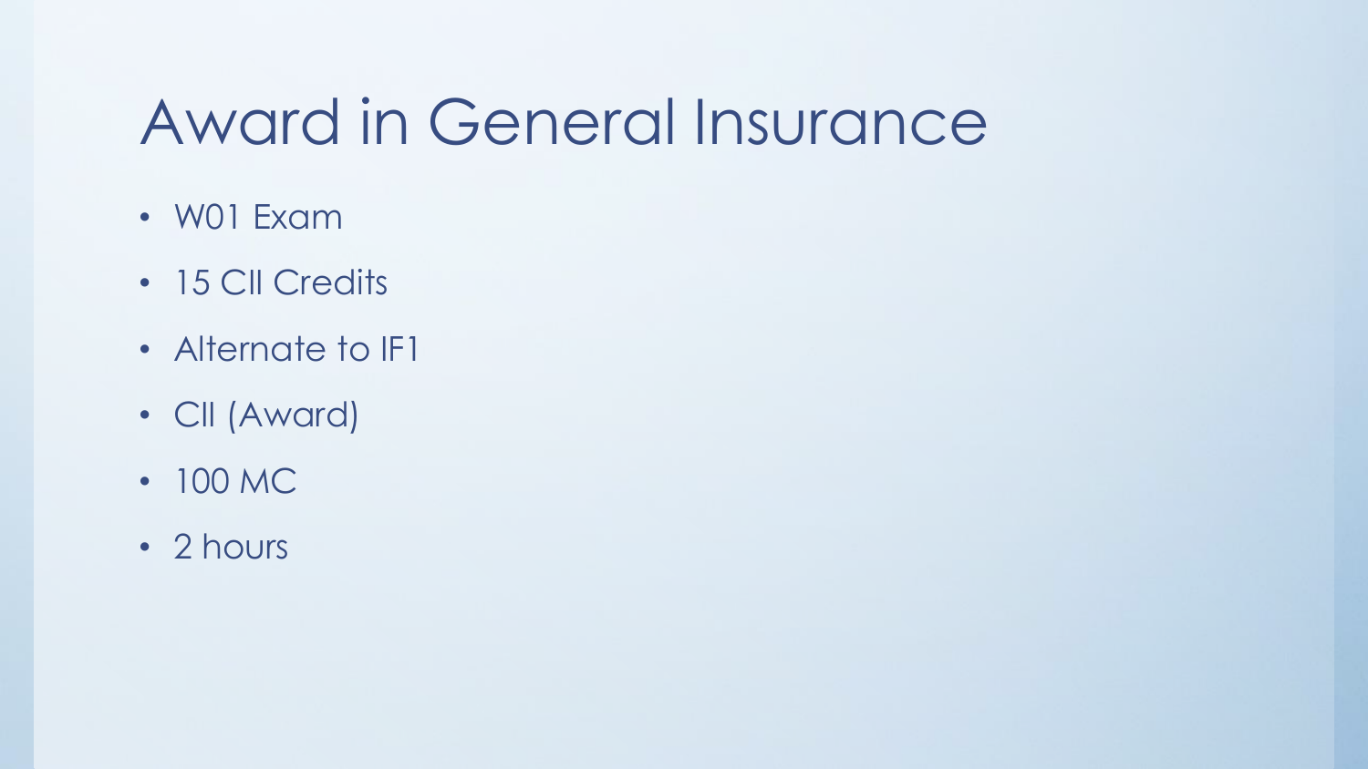# Award in General Insurance

- W01 Exam
- 15 CII Credits
- Alternate to IF1
- CII (Award)
- 100 MC
- 2 hours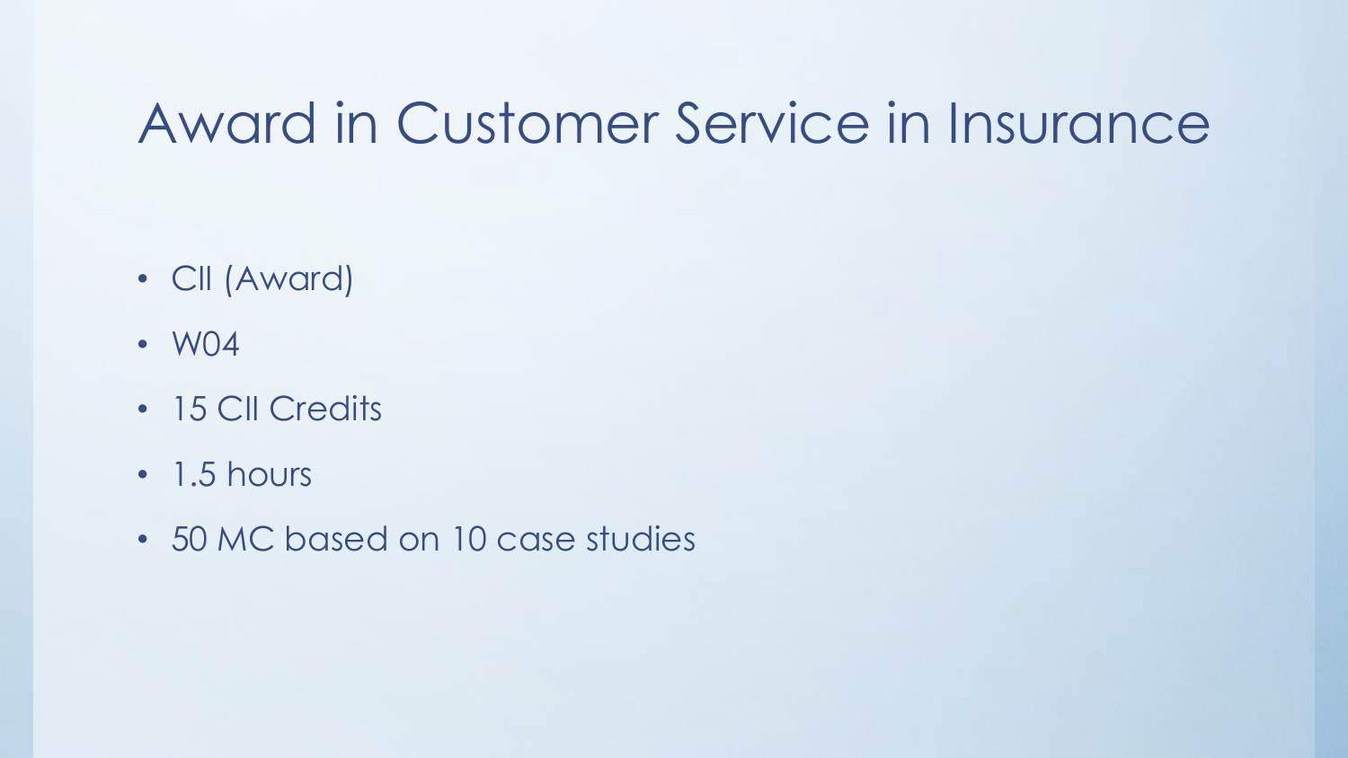# Award in Customer Service in Insurance

- CII (Award)
- W04
- 15 CII Credits
- 1.5 hours
- 50 MC based on 10 case studies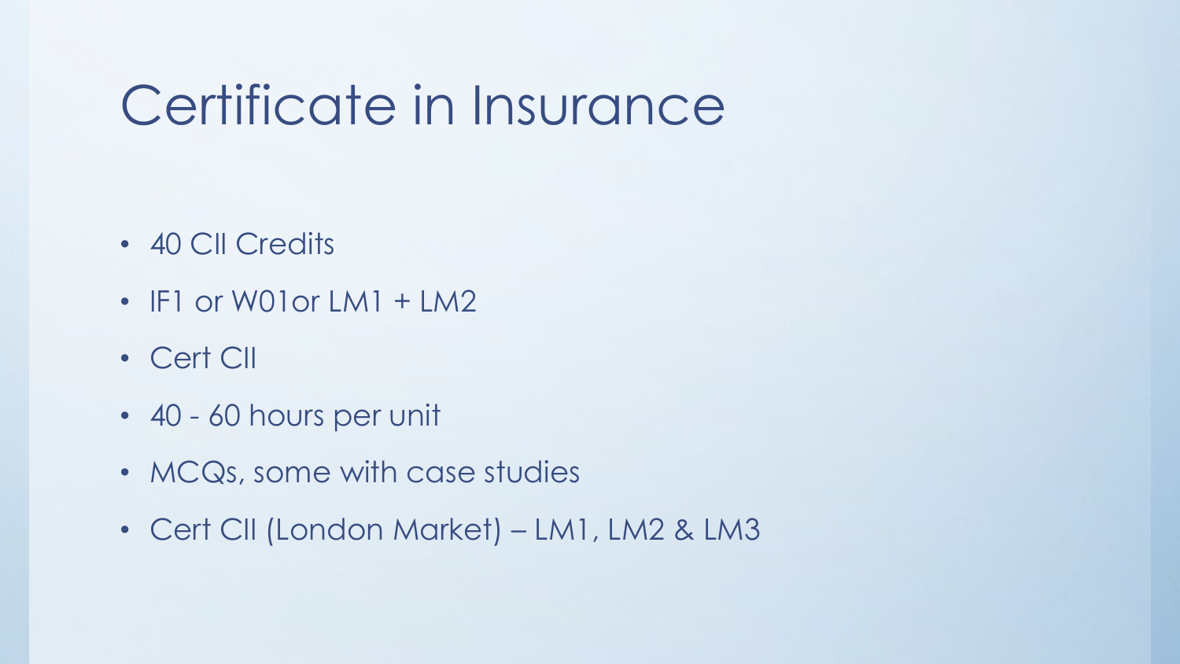# Certificate in Insurance

- 40 CII Credits
- IF1 or W01or LM1 + LM2
- Cert CII
- 40 - 60 hours per unit
- MCQs, some with case studies
- Cert CII (London Market) – LM1, LM2 & LM3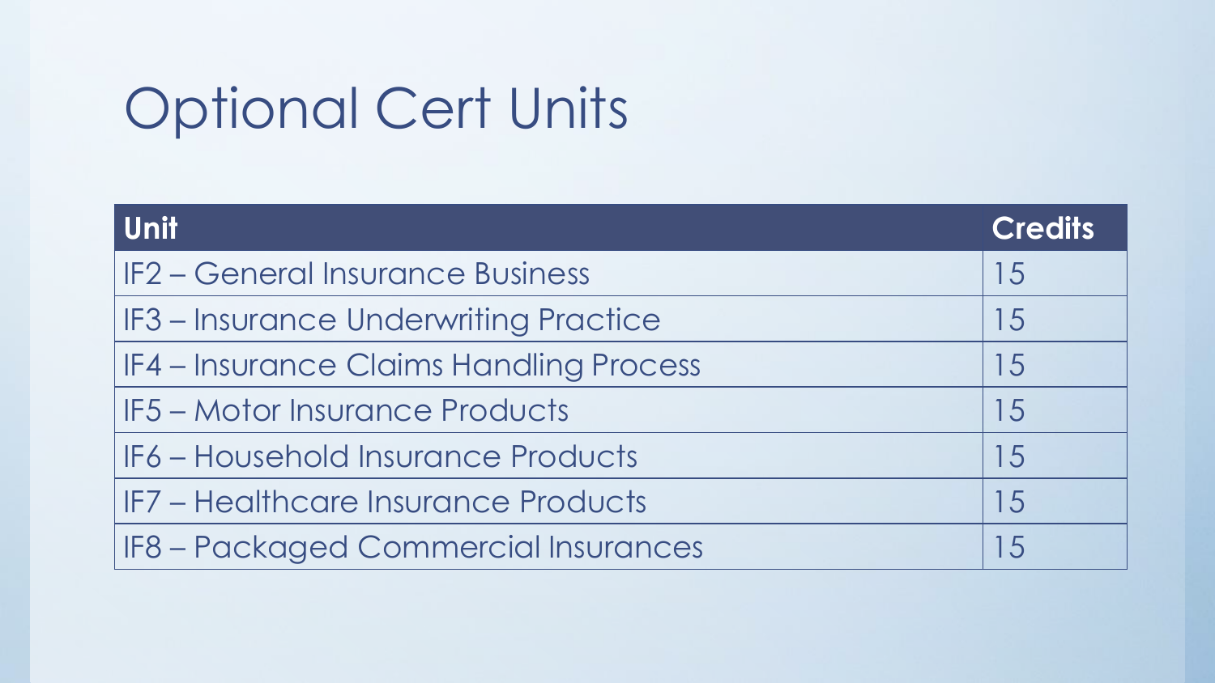# Optional Cert Units

| Unit | Credits |
| --- | --- |
| IF2 – General Insurance Business | 15 |
| IF3 – Insurance Underwriting Practice | 15 |
| IF4 – Insurance Claims Handling Process | 15 |
| IF5 – Motor Insurance Products | 15 |
| IF6 – Household Insurance Products | 15 |
| IF7 – Healthcare Insurance Products | 15 |
| IF8 – Packaged Commercial Insurances | 15 |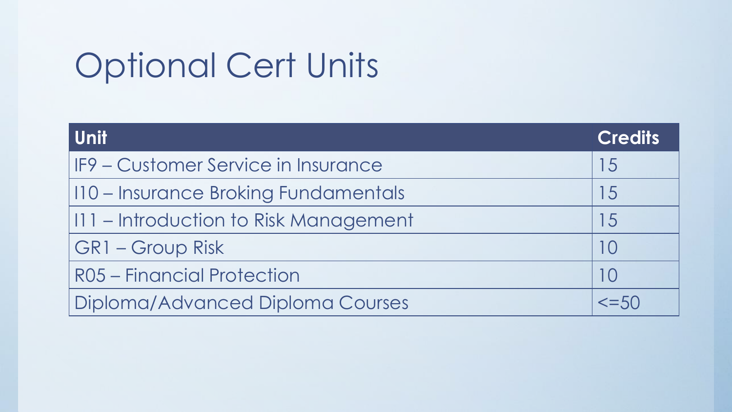# Optional Cert Units

| Unit | Credits |
|---|---|
| IF9 – Customer Service in Insurance | 15 |
| I10 – Insurance Broking Fundamentals | 15 |
| I11 – Introduction to Risk Management | 15 |
| GR1 – Group Risk | 10 |
| R05 – Financial Protection | 10 |
| Diploma/Advanced Diploma Courses | <=50 |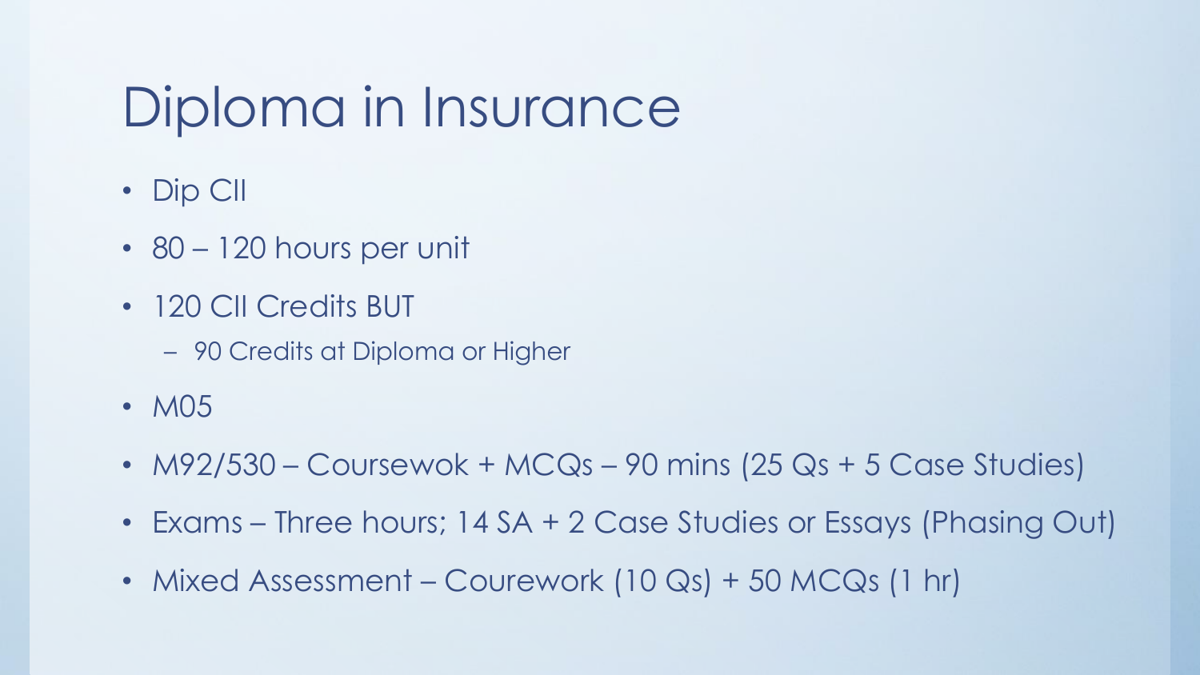# Diploma in Insurance

- Dip CII
- 80 – 120 hours per unit
- 120 CII Credits BUT
  - 90 Credits at Diploma or Higher
- M05
- M92/530 – Coursewok + MCQs – 90 mins (25 Qs + 5 Case Studies)
- Exams – Three hours; 14 SA + 2 Case Studies or Essays (Phasing Out)
- Mixed Assessment – Courework (10 Qs) + 50 MCQs (1 hr)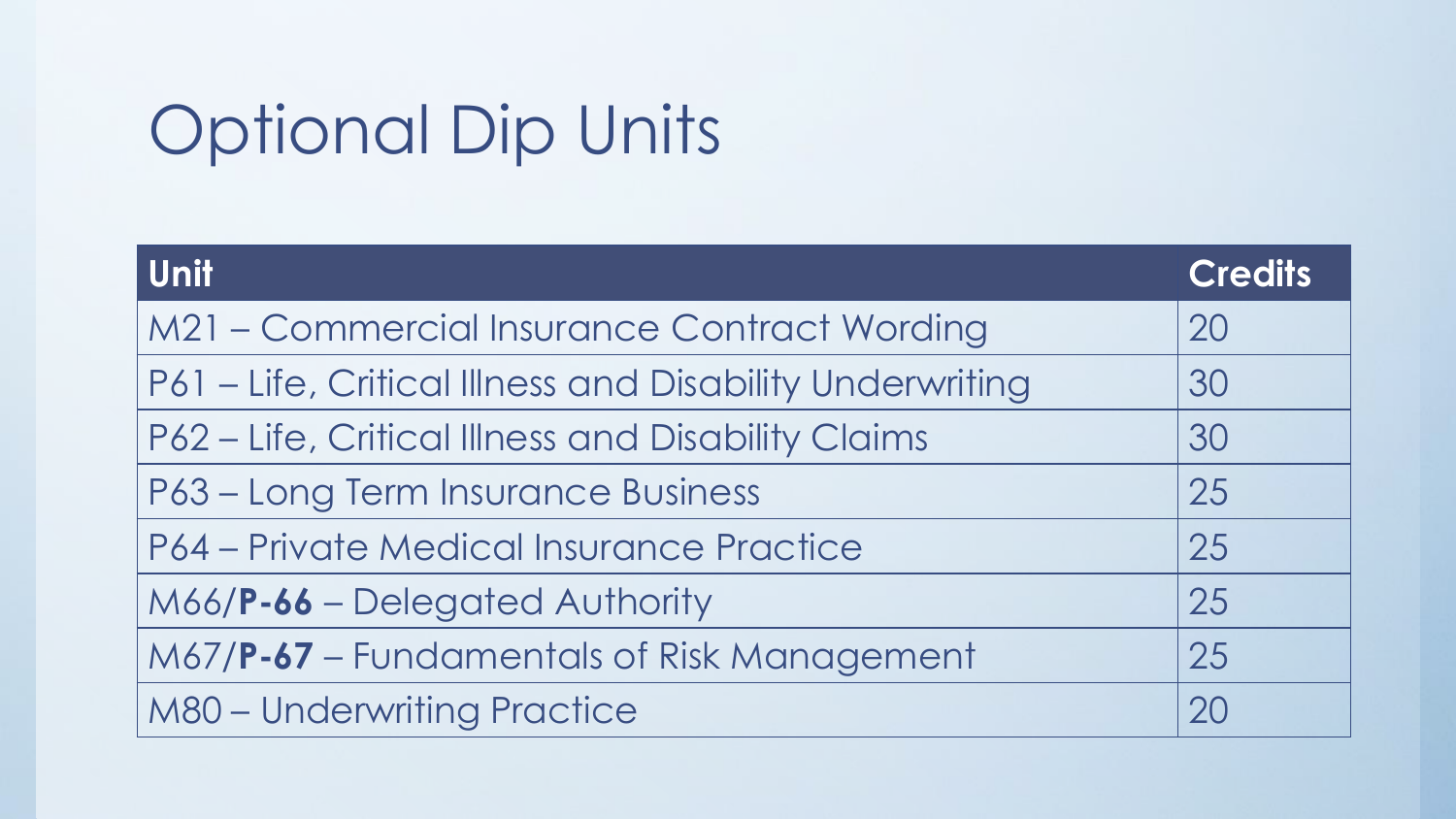# Optional Dip Units

| Unit | Credits |
| --- | --- |
| M21 – Commercial Insurance Contract Wording | 20 |
| P61 – Life, Critical Illness and Disability Underwriting | 30 |
| P62 – Life, Critical Illness and Disability Claims | 30 |
| P63 – Long Term Insurance Business | 25 |
| P64 – Private Medical Insurance Practice | 25 |
| M66/**P-66** – Delegated Authority | 25 |
| M67/**P-67** – Fundamentals of Risk Management | 25 |
| M80 – Underwriting Practice | 20 |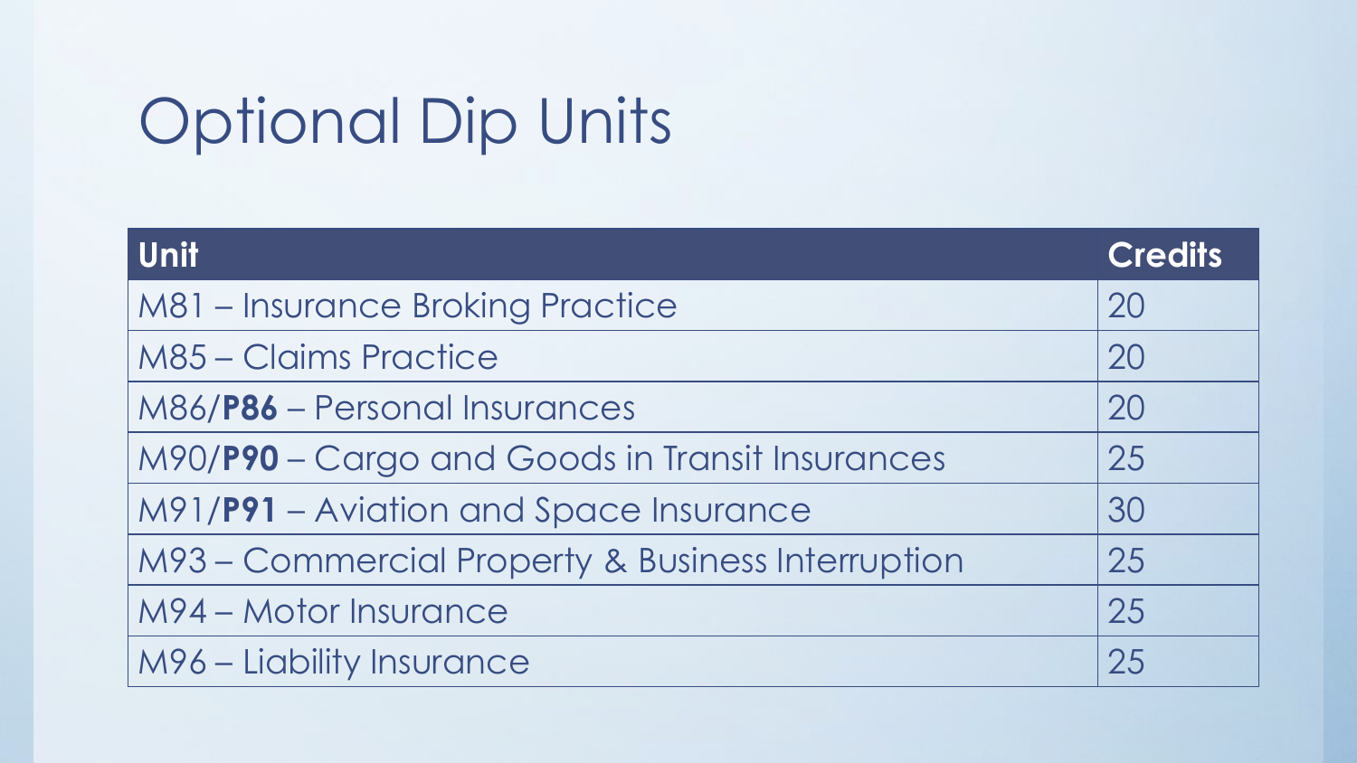# Optional Dip Units

| Unit | Credits |
|---|---|
| M81 – Insurance Broking Practice | 20 |
| M85 – Claims Practice | 20 |
| M86/**P86** – Personal Insurances | 20 |
| M90/**P90** – Cargo and Goods in Transit Insurances | 25 |
| M91/**P91** – Aviation and Space Insurance | 30 |
| M93 – Commercial Property & Business Interruption | 25 |
| M94 – Motor Insurance | 25 |
| M96 – Liability Insurance | 25 |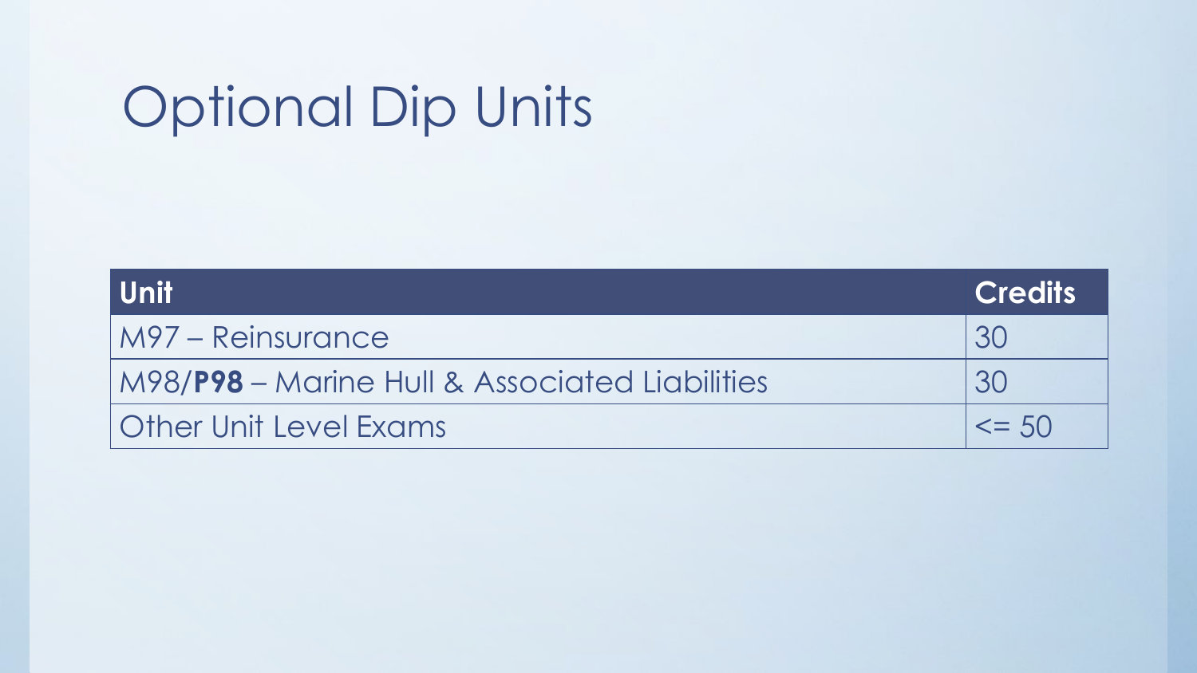# Optional Dip Units

| Unit | Credits |
| --- | --- |
| M97 – Reinsurance | 30 |
| M98/**P98** – Marine Hull & Associated Liabilities | 30 |
| Other Unit Level Exams | <= 50 |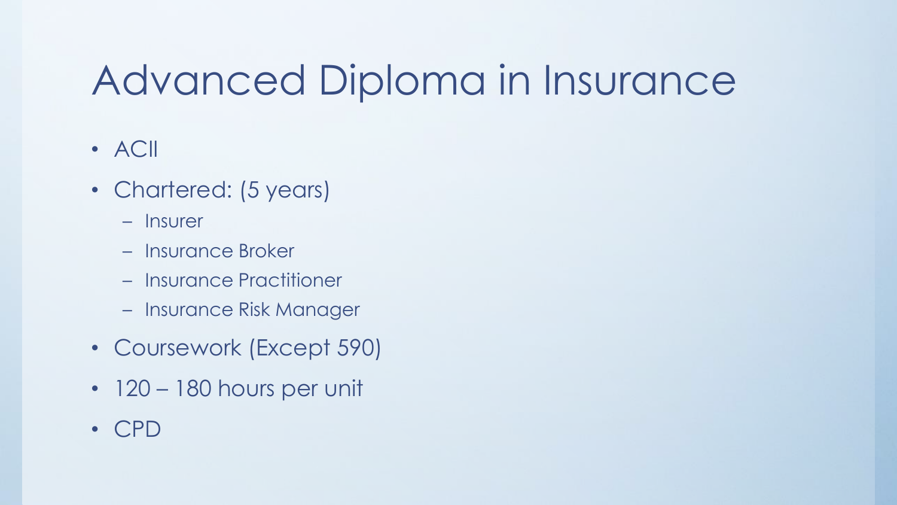# Advanced Diploma in Insurance

- ACII
- Chartered: (5 years)
  - Insurer
  - Insurance Broker
  - Insurance Practitioner
  - Insurance Risk Manager
- Coursework (Except 590)
- 120 – 180 hours per unit
- CPD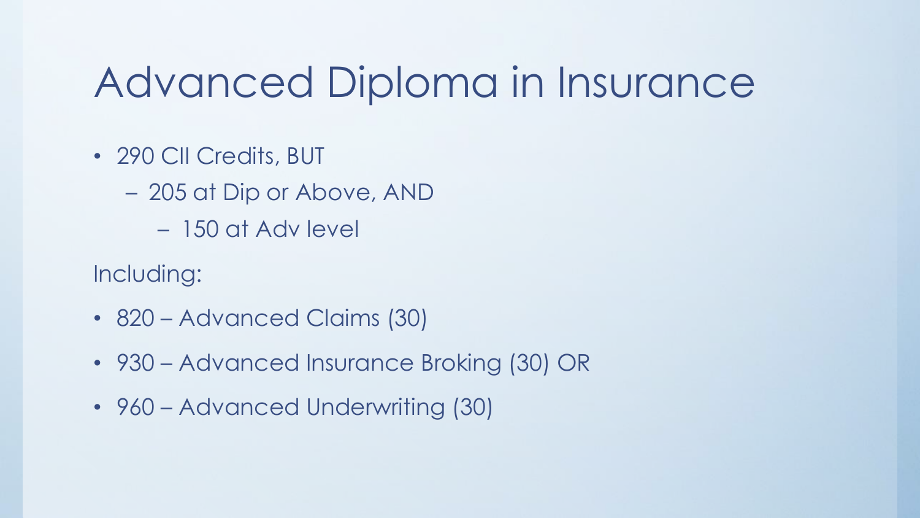# Advanced Diploma in Insurance

- 290 CII Credits, BUT
  - 205 at Dip or Above, AND
    - 150 at Adv level

Including:

- 820 – Advanced Claims (30)
- 930 – Advanced Insurance Broking (30) OR
- 960 – Advanced Underwriting (30)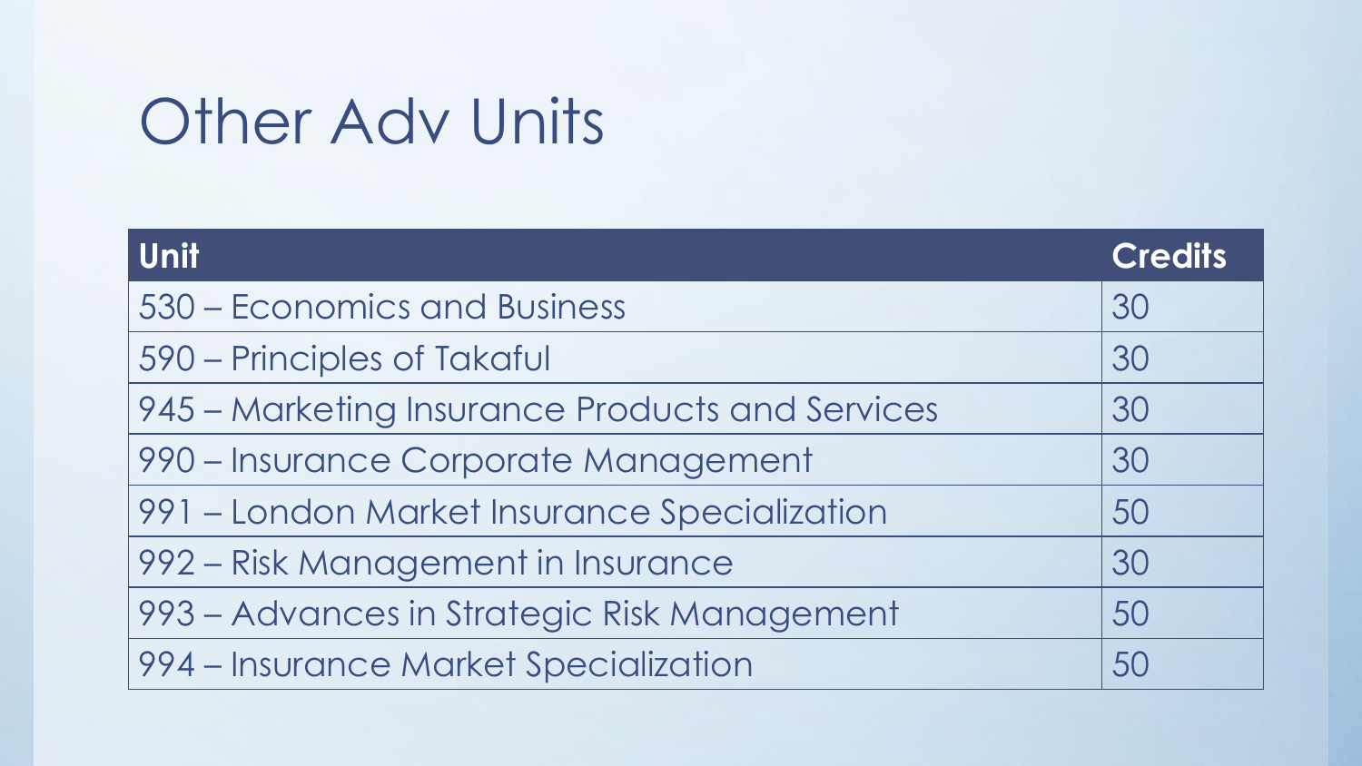# Other Adv Units

| Unit | Credits |
|---|---|
| 530 – Economics and Business | 30 |
| 590 – Principles of Takaful | 30 |
| 945 – Marketing Insurance Products and Services | 30 |
| 990 – Insurance Corporate Management | 30 |
| 991 – London Market Insurance Specialization | 50 |
| 992 – Risk Management in Insurance | 30 |
| 993 – Advances in Strategic Risk Management | 50 |
| 994 – Insurance Market Specialization | 50 |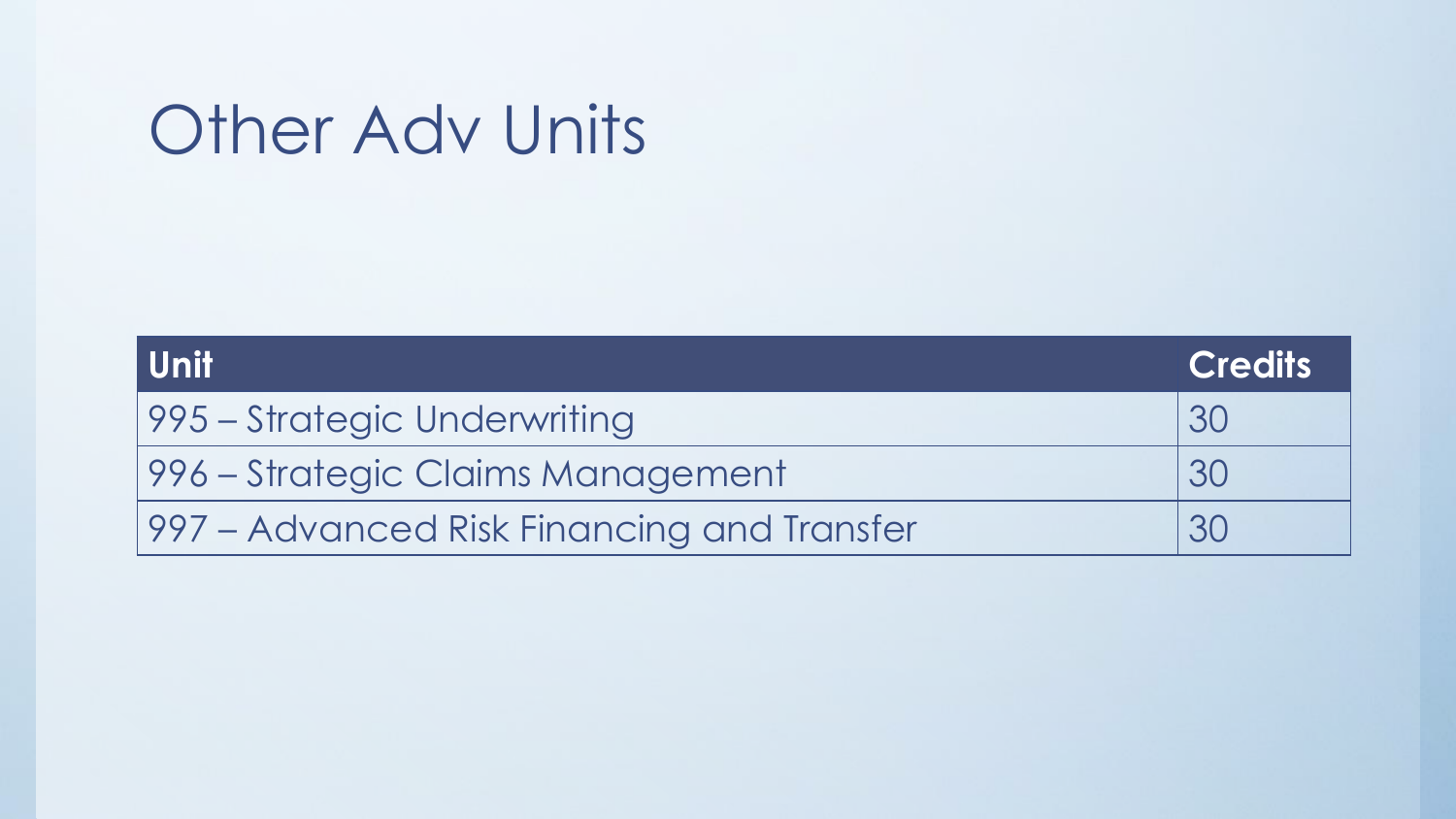# Other Adv Units

| Unit | Credits |
|---|---|
| 995 – Strategic Underwriting | 30 |
| 996 – Strategic Claims Management | 30 |
| 997 – Advanced Risk Financing and Transfer | 30 |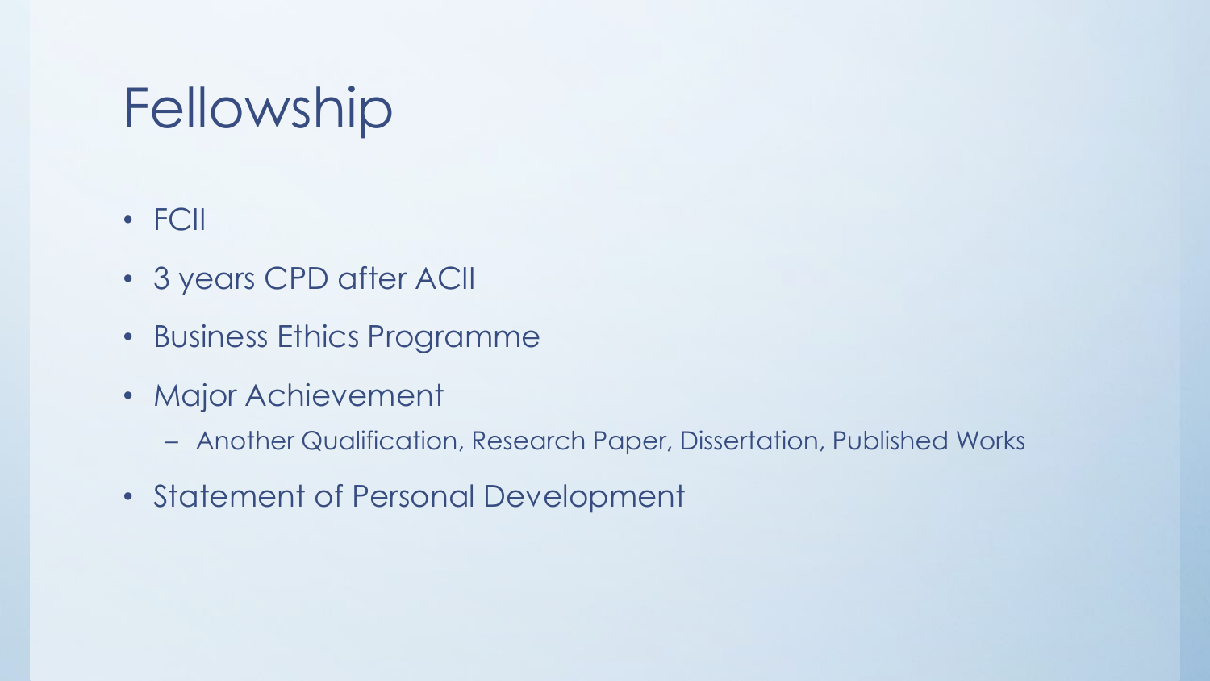# Fellowship

- FCII
- 3 years CPD after ACII
- Business Ethics Programme
- Major Achievement
  - Another Qualification, Research Paper, Dissertation, Published Works
- Statement of Personal Development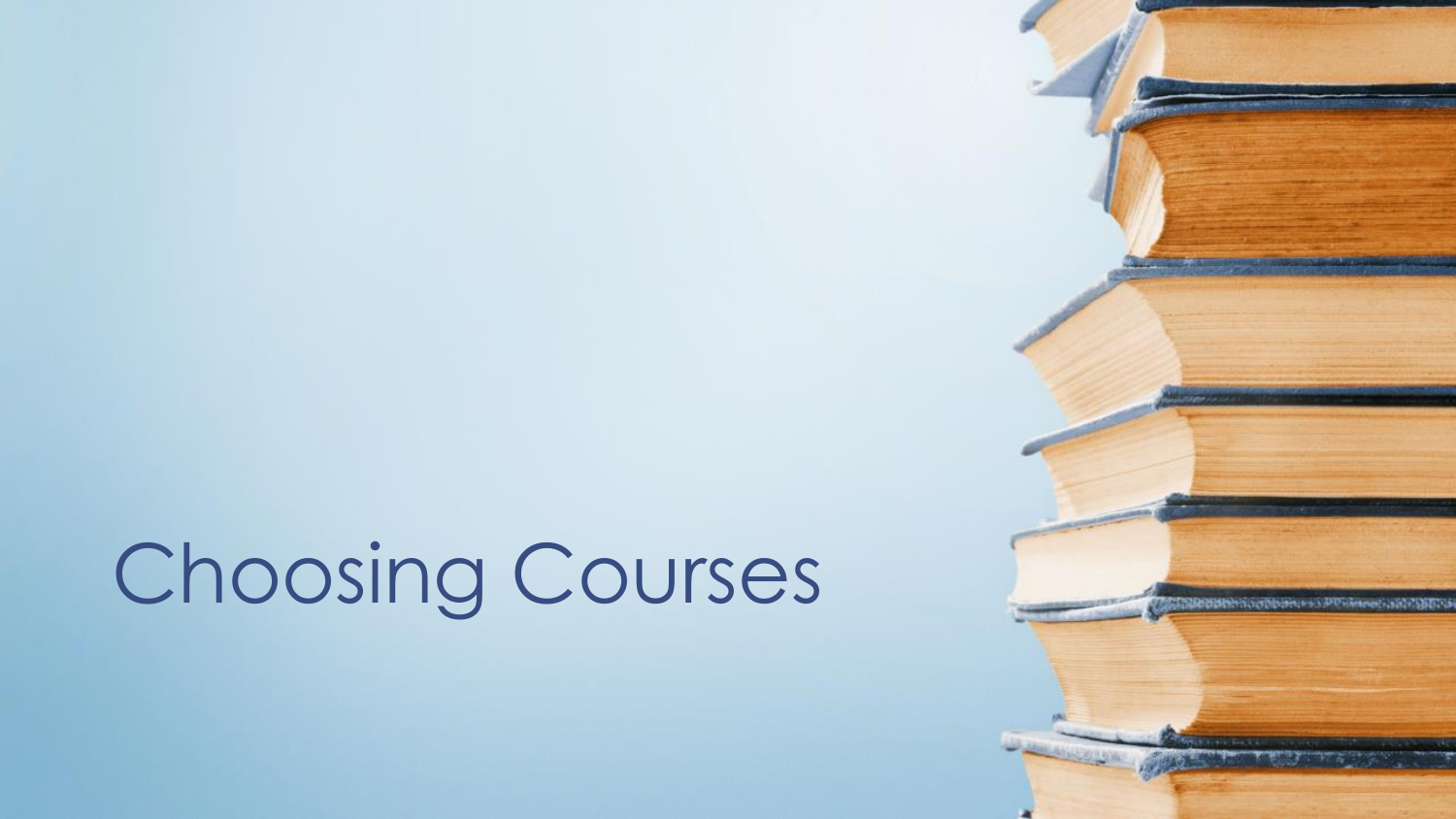# Choosing Courses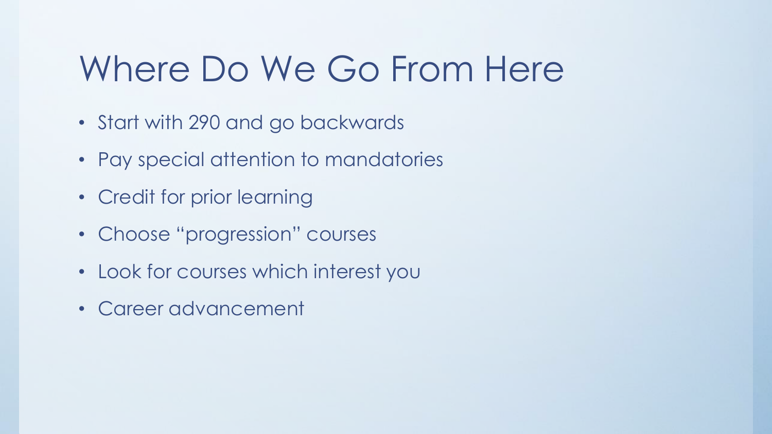# Where Do We Go From Here

- Start with 290 and go backwards
- Pay special attention to mandatories
- Credit for prior learning
- Choose “progression” courses
- Look for courses which interest you
- Career advancement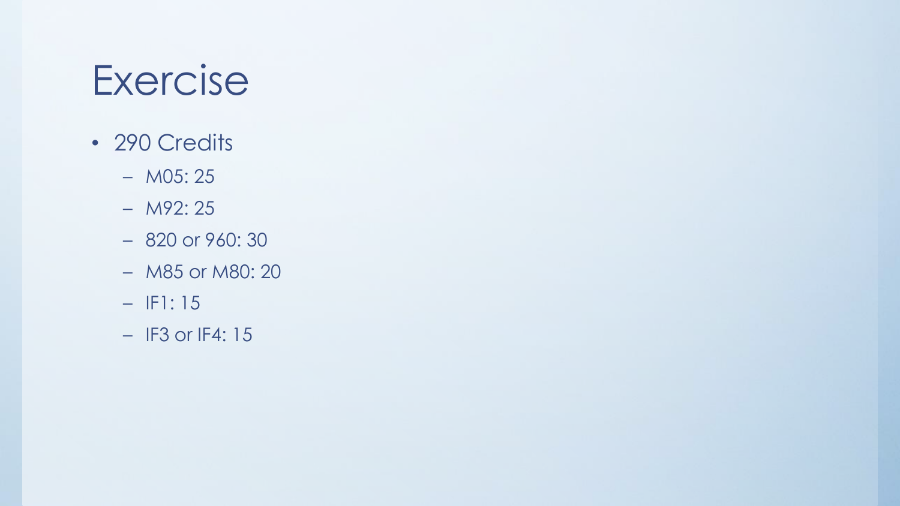# Exercise

- 290 Credits
  - M05: 25
  - M92: 25
  - 820 or 960: 30
  - M85 or M80: 20
  - IF1: 15
  - IF3 or IF4: 15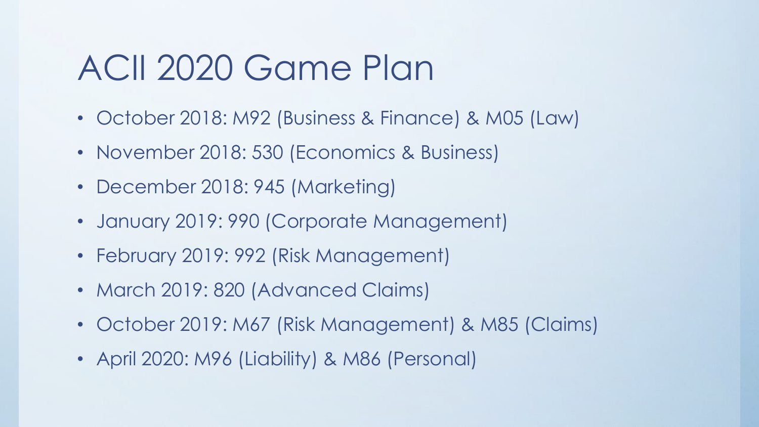# ACII 2020 Game Plan

- October 2018: M92 (Business & Finance) & M05 (Law)
- November 2018: 530 (Economics & Business)
- December 2018: 945 (Marketing)
- January 2019: 990 (Corporate Management)
- February 2019: 992 (Risk Management)
- March 2019: 820 (Advanced Claims)
- October 2019: M67 (Risk Management) & M85 (Claims)
- April 2020: M96 (Liability) & M86 (Personal)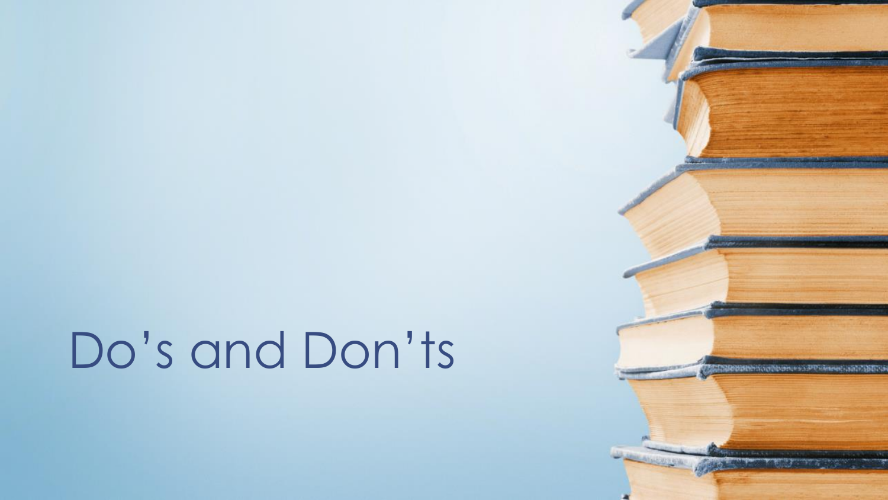# Do’s and Don’ts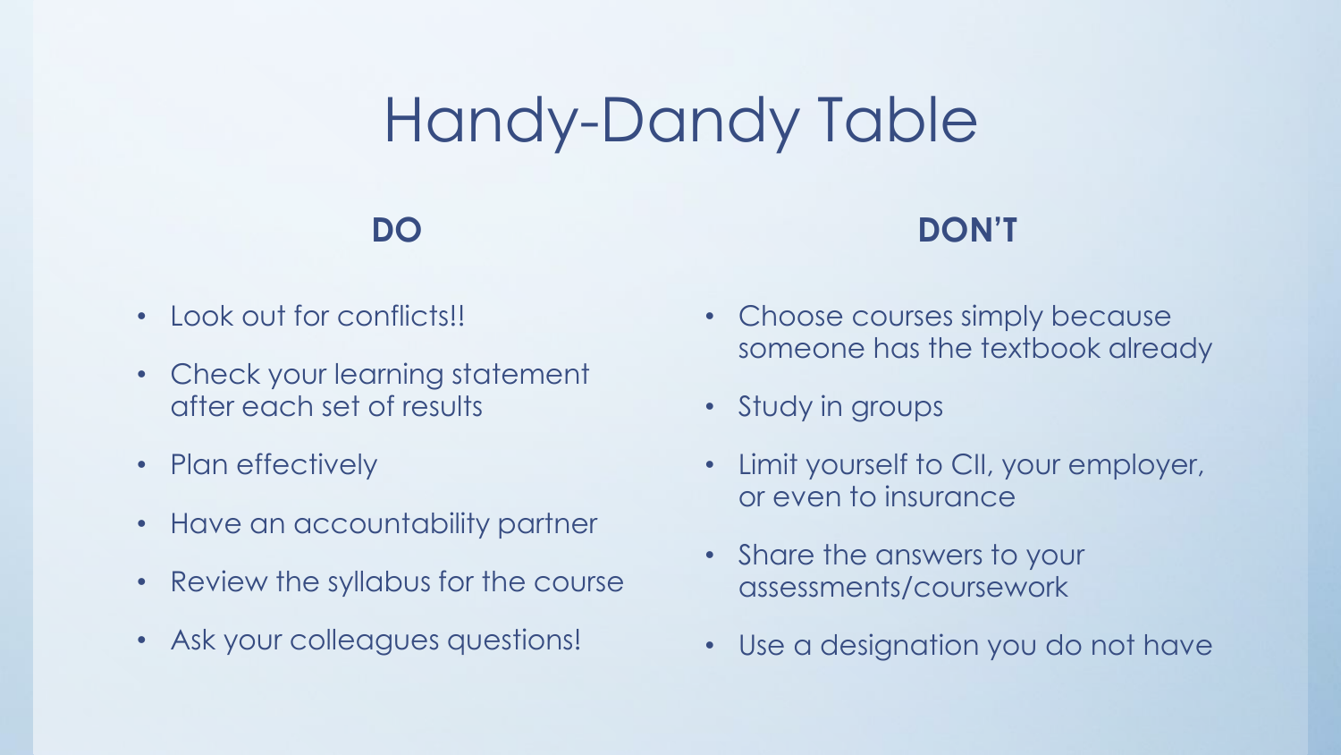# Handy-Dandy Table

**DO**

- Look out for conflicts!!
- Check your learning statement after each set of results
- Plan effectively
- Have an accountability partner
- Review the syllabus for the course
- Ask your colleagues questions!

**DON'T**

- Choose courses simply because someone has the textbook already
- Study in groups
- Limit yourself to CII, your employer, or even to insurance
- Share the answers to your assessments/coursework
- Use a designation you do not have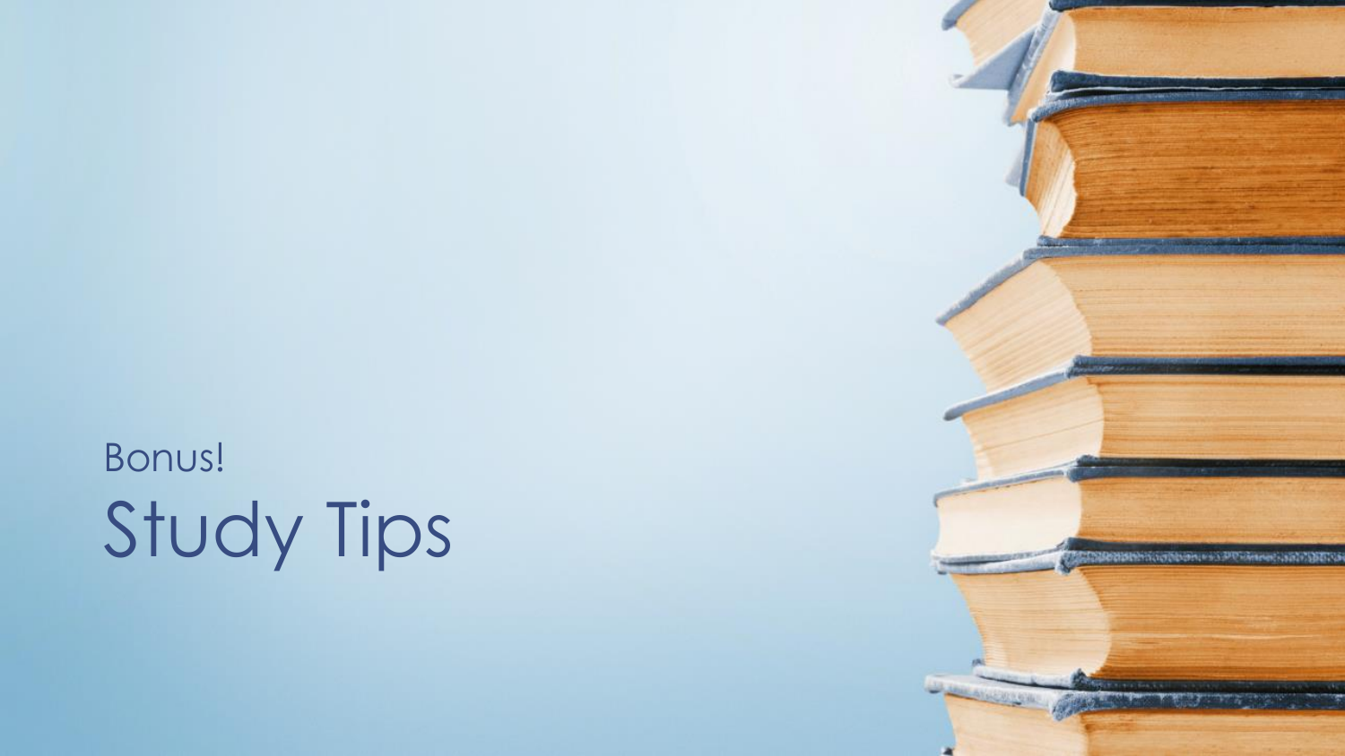Bonus!

# Study Tips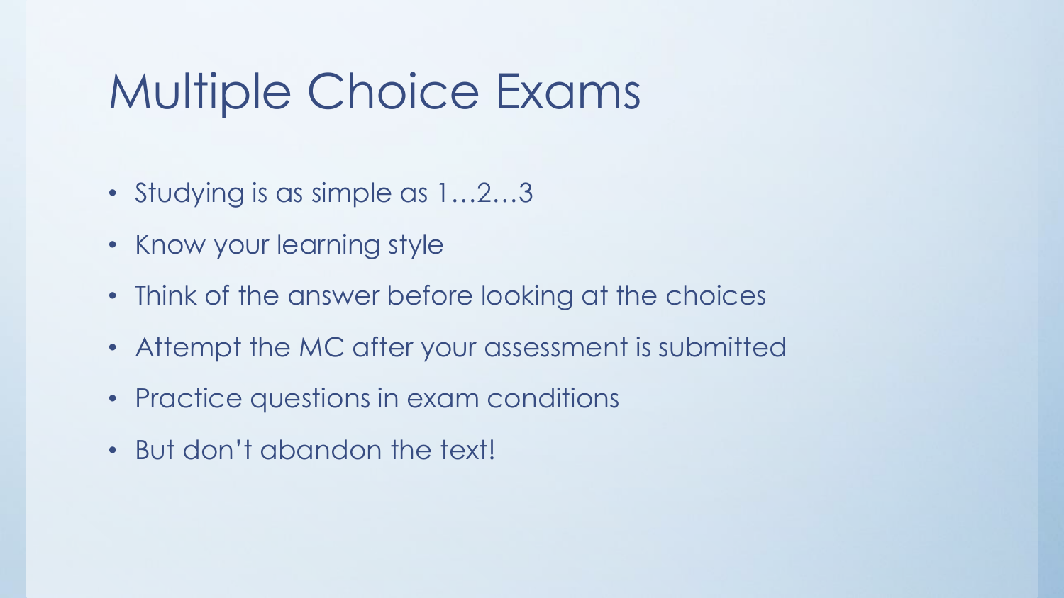# Multiple Choice Exams

- Studying is as simple as 1…2…3
- Know your learning style
- Think of the answer before looking at the choices
- Attempt the MC after your assessment is submitted
- Practice questions in exam conditions
- But don't abandon the text!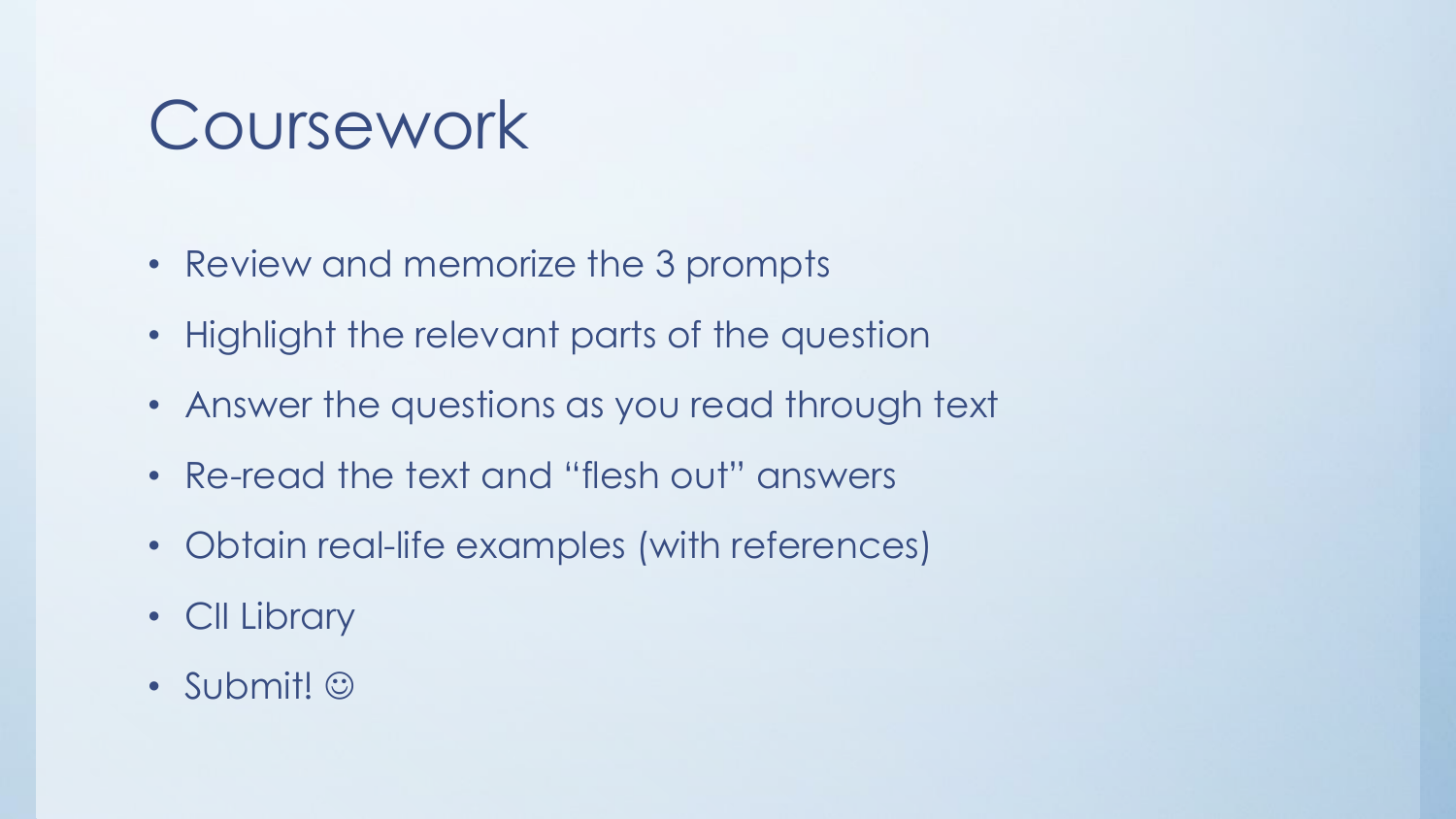# Coursework

- Review and memorize the 3 prompts
- Highlight the relevant parts of the question
- Answer the questions as you read through text
- Re-read the text and "flesh out" answers
- Obtain real-life examples (with references)
- CII Library
- Submit! ☺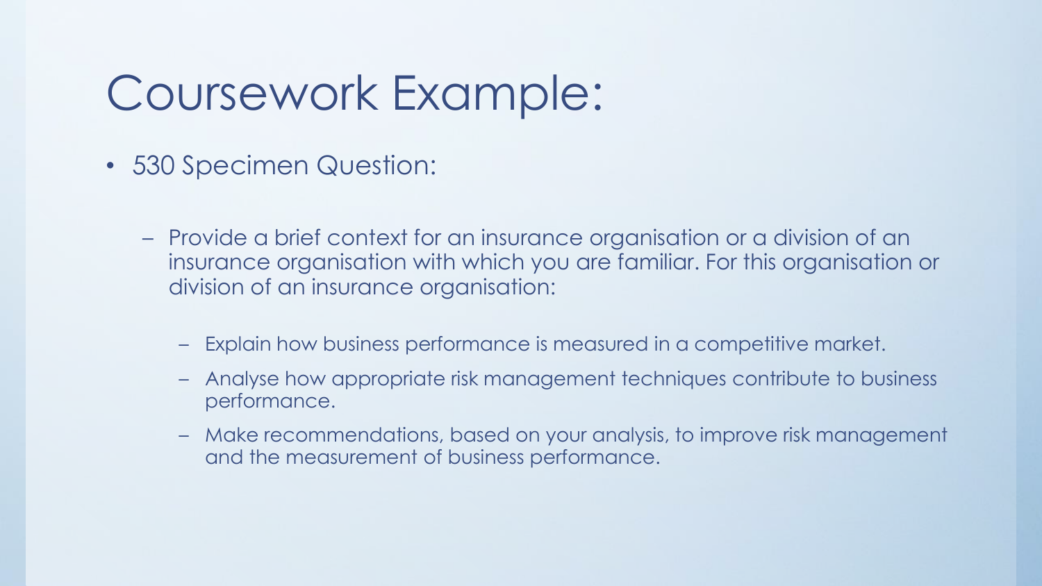# Coursework Example:

- 530 Specimen Question:
  - Provide a brief context for an insurance organisation or a division of an insurance organisation with which you are familiar. For this organisation or division of an insurance organisation:
    - Explain how business performance is measured in a competitive market.
    - Analyse how appropriate risk management techniques contribute to business performance.
    - Make recommendations, based on your analysis, to improve risk management and the measurement of business performance.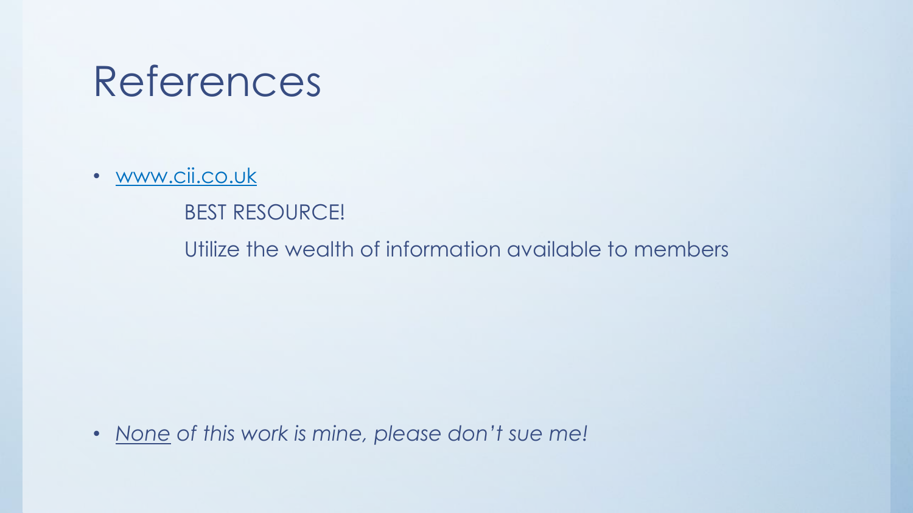# References

- [www.cii.co.uk](http://www.cii.co.uk)

  BEST RESOURCE!

  Utilize the wealth of information available to members

- *<u>None</u> of this work is mine, please don't sue me!*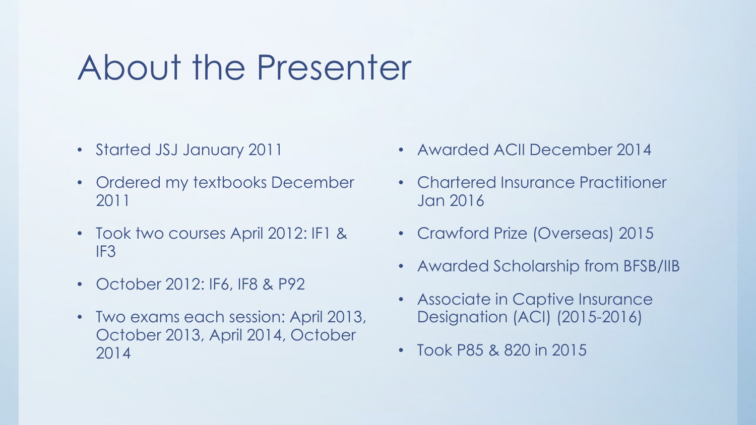# About the Presenter

- Started JSJ January 2011
- Ordered my textbooks December 2011
- Took two courses April 2012: IF1 & IF3
- October 2012: IF6, IF8 & P92
- Two exams each session: April 2013, October 2013, April 2014, October 2014
- Awarded ACII December 2014
- Chartered Insurance Practitioner Jan 2016
- Crawford Prize (Overseas) 2015
- Awarded Scholarship from BFSB/IIB
- Associate in Captive Insurance Designation (ACI) (2015-2016)
- Took P85 & 820 in 2015